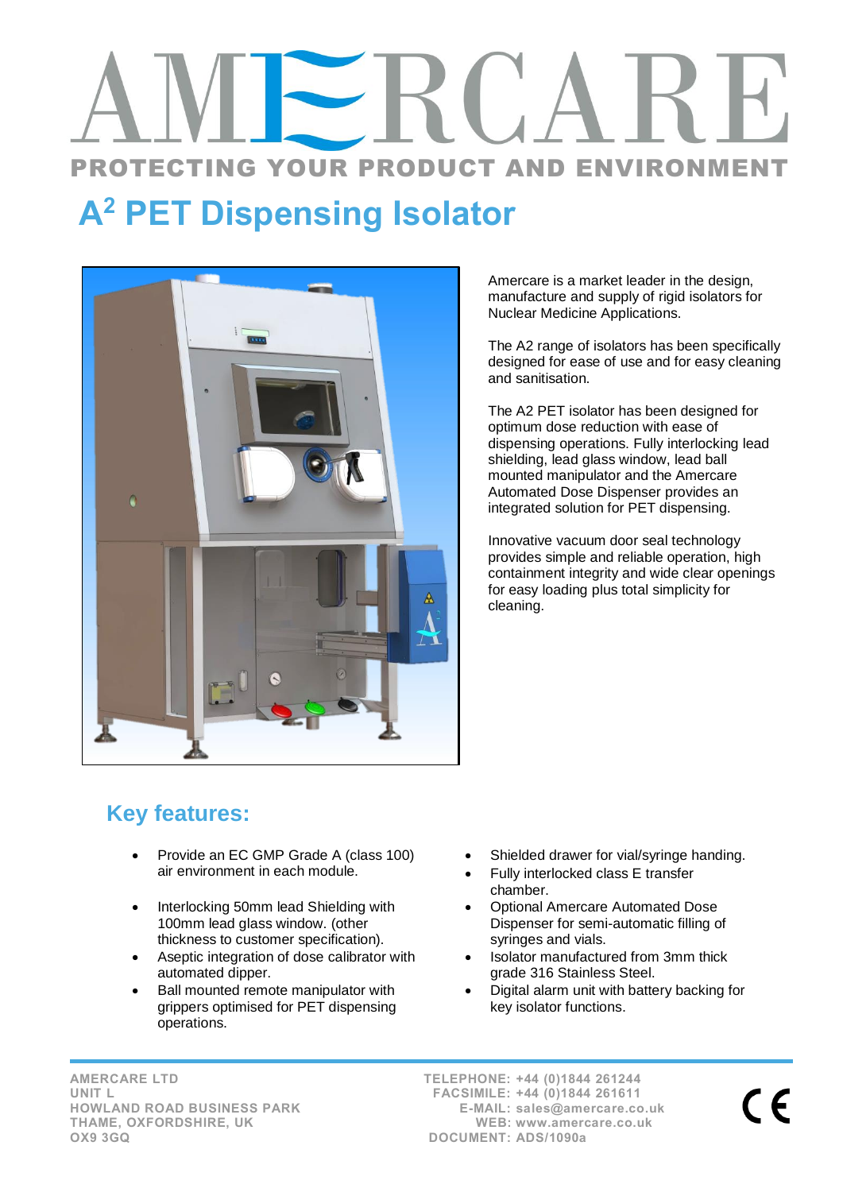# AMERCARE

PROTECTING YOUR PRODUCT AND ENVIRONMENT

## A² PET Dispensing Isolator

Amercare is a market leader in the design, manufacture and supply of rigid isolators for Nuclear Medicine Applications.

The A2 range of isolators has been specifically designed for ease of use and for easy cleaning and sanitisation.

The A2 PET isolator has been designed for optimum dose reduction with ease of dispensing operations. Fully interlocking lead shielding, lead glass window, lead ball mounted manipulator and the Amercare Automated Dose Dispenser provides an integrated solution for PET dispensing.

Innovative vacuum door seal technology provides simple and reliable operation, high containment integrity and wide clear openings for easy loading plus total simplicity for cleaning.

### Key features:

- Provide an EC GMP Grade A (class 100) air environment in each module.
- Interlocking 50mm lead Shielding with 100mm lead glass window. (other thickness to customer specification).
- Aseptic integration of dose calibrator with automated dipper.
- Ball mounted remote manipulator with grippers optimised for PET dispensing operations.
- Shielded drawer for vial/syringe handing.
- Fully interlocked class E transfer chamber.
- Optional Amercare Automated Dose Dispenser for semi-automatic filling of syringes and vials.
- Isolator manufactured from 3mm thick grade 316 Stainless Steel.
- Digital alarm unit with battery backing for key isolator functions.

AMERCARE LTD
UNIT L
HOWLAND ROAD BUSINESS PARK
THAME, OXFORDSHIRE, UK
OX9 3GQ

TELEPHONE: +44 (0)1844 261244
FACSIMILE: +44 (0)1844 261611
E-MAIL: sales@amercare.co.uk
WEB: www.amercare.co.uk
DOCUMENT: ADS/1090a

CE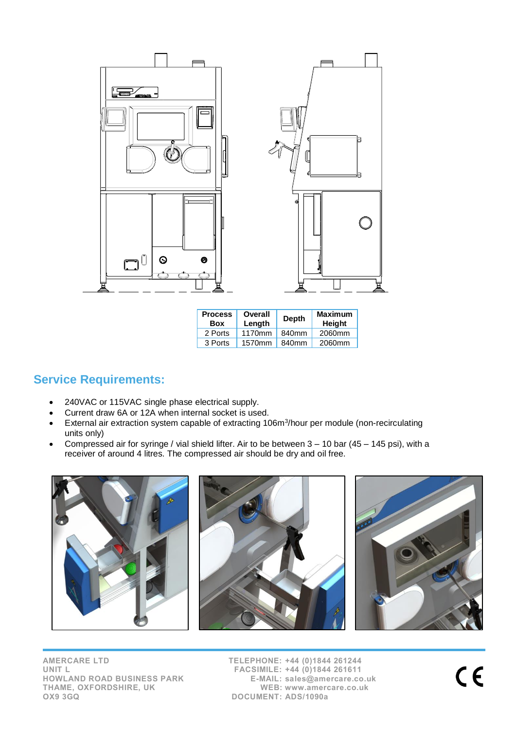| Process Box | Overall Length | Depth | Maximum Height |
|---|---|---|---|
| 2 Ports | 1170mm | 840mm | 2060mm |
| 3 Ports | 1570mm | 840mm | 2060mm |

## Service Requirements:

- 240VAC or 115VAC single phase electrical supply.
- Current draw 6A or 12A when internal socket is used.
- External air extraction system capable of extracting 106m$^3$/hour per module (non-recirculating units only)
- Compressed air for syringe / vial shield lifter. Air to be between 3 – 10 bar (45 – 145 psi), with a receiver of around 4 litres. The compressed air should be dry and oil free.

AMERCARE LTD
UNIT L
HOWLAND ROAD BUSINESS PARK
THAME, OXFORDSHIRE, UK
OX9 3GQ

TELEPHONE: +44 (0)1844 261244
FACSIMILE: +44 (0)1844 261611
E-MAIL: sales@amercare.co.uk
WEB: www.amercare.co.uk
DOCUMENT: ADS/1090a